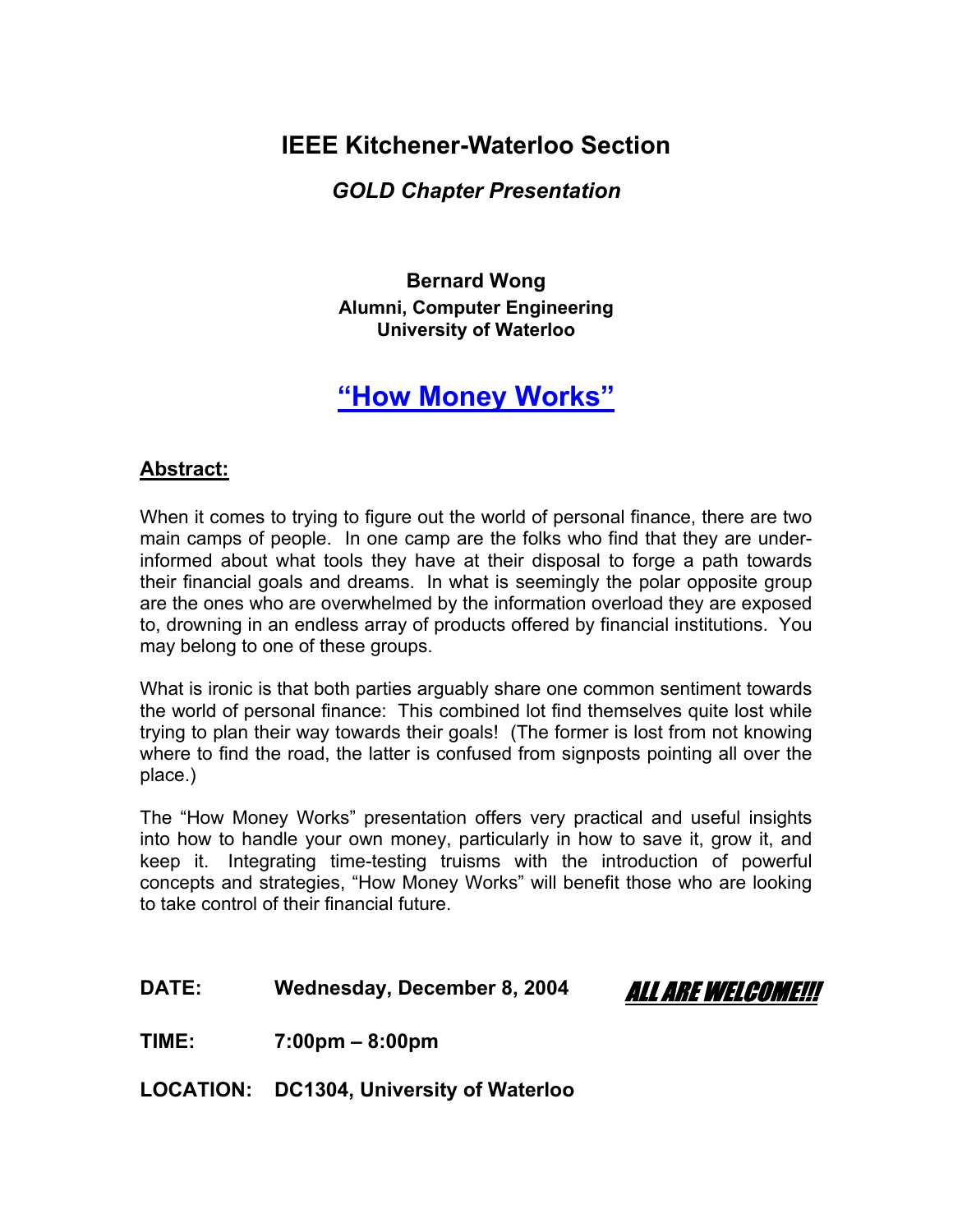# IEEE Kitchener-Waterloo Section

## *GOLD Chapter Presentation*

**Bernard Wong**
**Alumni, Computer Engineering**
**University of Waterloo**

## "How Money Works"

**Abstract:**

When it comes to trying to figure out the world of personal finance, there are two main camps of people. In one camp are the folks who find that they are under-informed about what tools they have at their disposal to forge a path towards their financial goals and dreams. In what is seemingly the polar opposite group are the ones who are overwhelmed by the information overload they are exposed to, drowning in an endless array of products offered by financial institutions. You may belong to one of these groups.

What is ironic is that both parties arguably share one common sentiment towards the world of personal finance: This combined lot find themselves quite lost while trying to plan their way towards their goals! (The former is lost from not knowing where to find the road, the latter is confused from signposts pointing all over the place.)

The "How Money Works" presentation offers very practical and useful insights into how to handle your own money, particularly in how to save it, grow it, and keep it. Integrating time-testing truisms with the introduction of powerful concepts and strategies, "How Money Works" will benefit those who are looking to take control of their financial future.

**DATE:** **Wednesday, December 8, 2004**

***ALL ARE WELCOME!!!***

**TIME:** **7:00pm – 8:00pm**

**LOCATION:** **DC1304, University of Waterloo**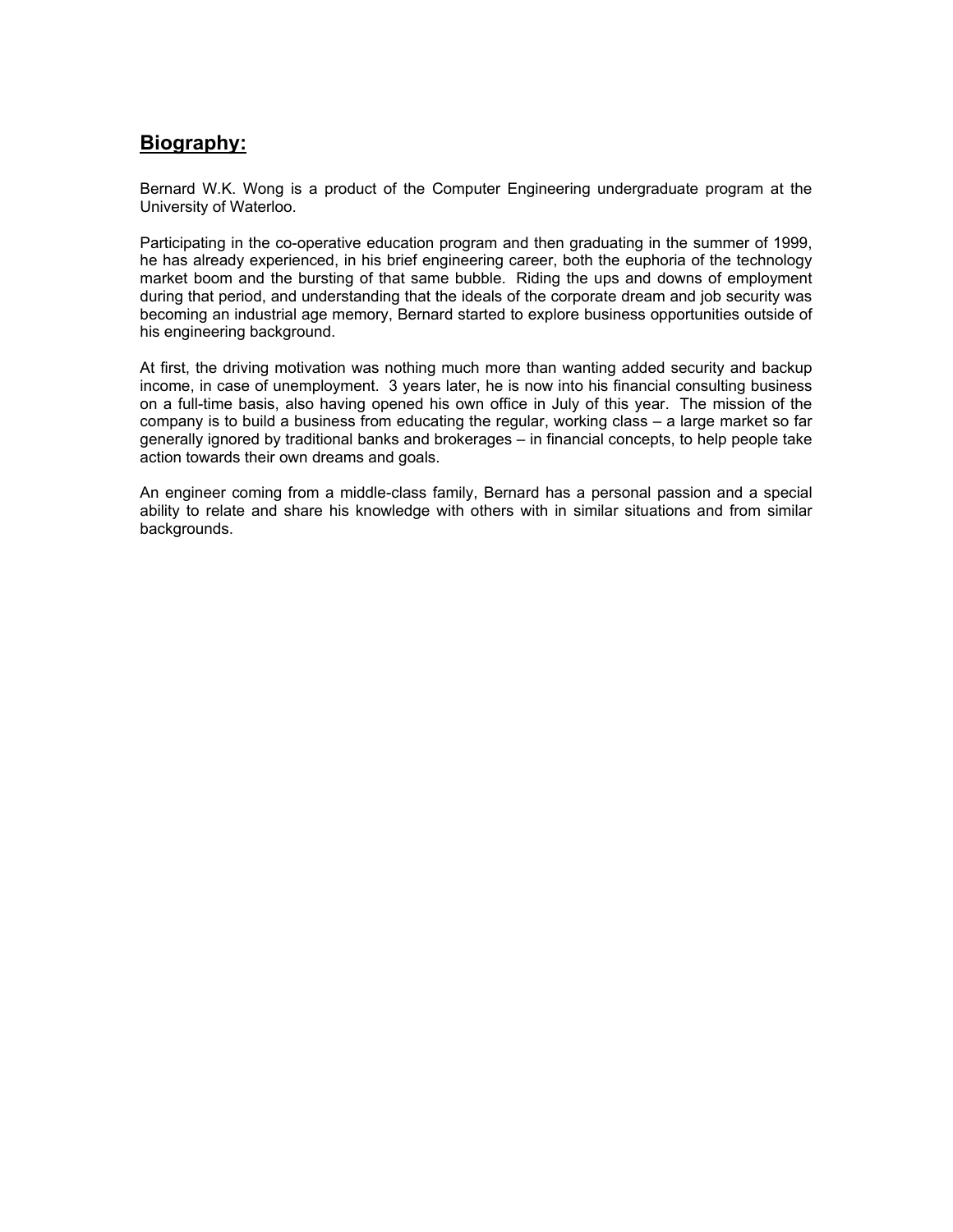## **Biography:**

Bernard W.K. Wong is a product of the Computer Engineering undergraduate program at the University of Waterloo.

Participating in the co-operative education program and then graduating in the summer of 1999, he has already experienced, in his brief engineering career, both the euphoria of the technology market boom and the bursting of that same bubble. Riding the ups and downs of employment during that period, and understanding that the ideals of the corporate dream and job security was becoming an industrial age memory, Bernard started to explore business opportunities outside of his engineering background.

At first, the driving motivation was nothing much more than wanting added security and backup income, in case of unemployment. 3 years later, he is now into his financial consulting business on a full-time basis, also having opened his own office in July of this year. The mission of the company is to build a business from educating the regular, working class – a large market so far generally ignored by traditional banks and brokerages – in financial concepts, to help people take action towards their own dreams and goals.

An engineer coming from a middle-class family, Bernard has a personal passion and a special ability to relate and share his knowledge with others with in similar situations and from similar backgrounds.